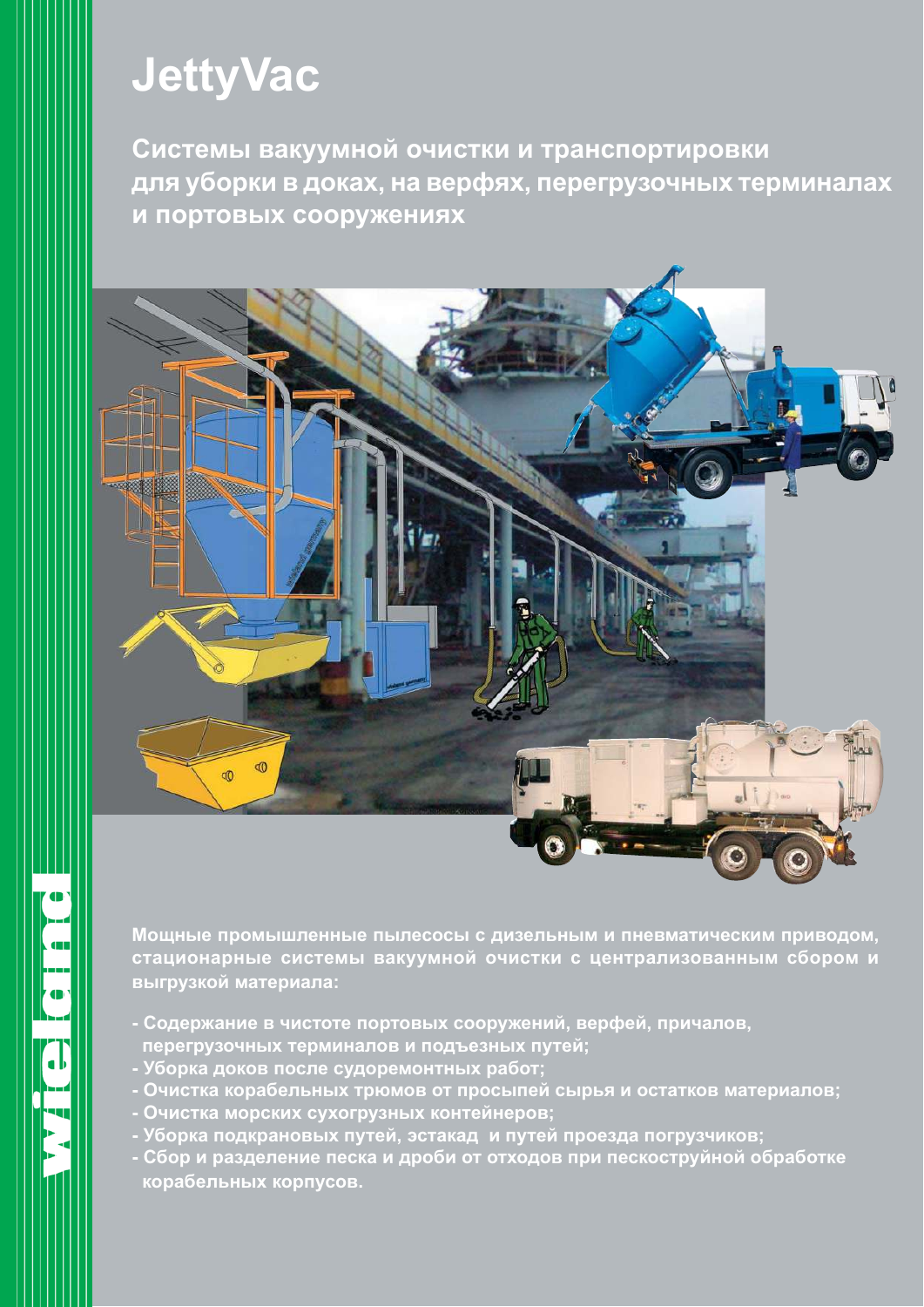# JettyVac

## Системы вакуумной очистки и транспортировки для уборки в доках, на верфях, перегрузочных терминалах и портовых сооружениях

**Мощные промышленные пылесосы с дизельным и пневматическим приводом, стационарные системы вакуумной очистки с централизованным сбором и выгрузкой материала:**

- **Содержание в чистоте портовых сооружений, верфей, причалов, перегрузочных терминалов и подъезных путей;**
- **Уборка доков после судоремонтных работ;**
- **Очистка корабельных трюмов от просыпей сырья и остатков материалов;**
- **Очистка морских сухогрузных контейнеров;**
- **Уборка подкрановых путей, эстакад и путей проезда погрузчиков;**
- **Сбор и разделение песка и дроби от отходов при пескоструйной обработке корабельных корпусов.**

wieland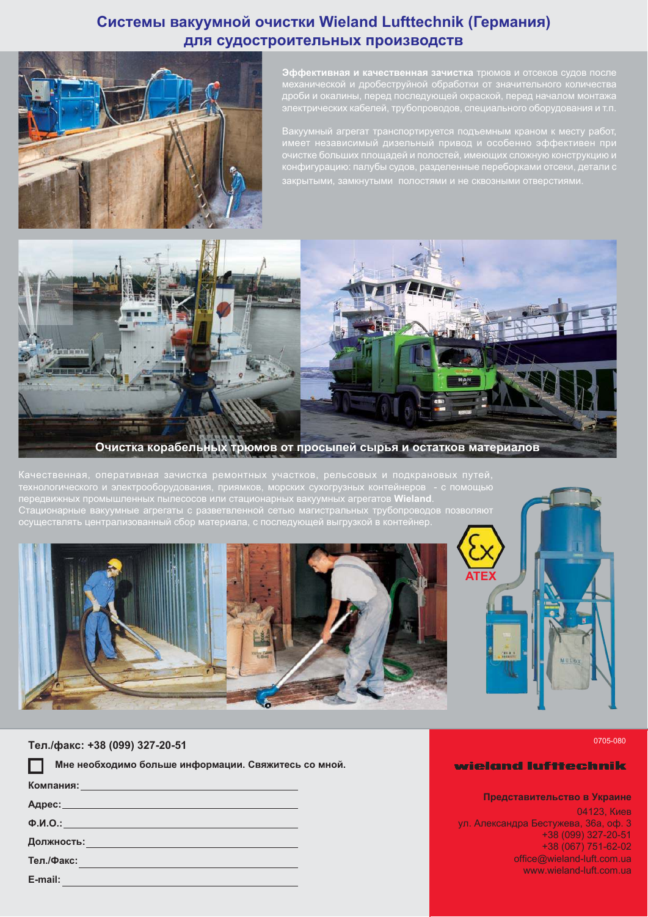# Системы вакуумной очистки Wieland Lufttechnik (Германия) для судостроительных производств

**Эффективная и качественная зачистка** трюмов и отсеков судов после механической и дробеструйной обработки от значительного количества дроби и окалины, перед последующей окраской, перед началом монтажа электрических кабелей, трубопроводов, специального оборудования и т.п.

Вакуумный агрегат транспортируется подъемным краном к месту работ, имеет независимый дизельный привод и особенно эффективен при очистке больших площадей и полостей, имеющих сложную конструкцию и конфигурацию: палубы судов, разделенные переборками отсеки, детали с закрытыми, замкнутыми полостями и не сквозными отверстиями.

**Очистка корабельных трюмов от просыпей сырья и остатков материалов**

Качественная, оперативная зачистка ремонтных участков, рельсовых и подкрановых путей, технологического и электрооборудования, приямков, морских сухогрузных контейнеров - с помощью передвижных промышленных пылесосов или стационарных вакуумных агрегатов **Wieland**.
Стационарные вакуумные агрегаты с разветвленной сетью магистральных трубопроводов позволяют осуществлять централизованный сбор материала, с последующей выгрузкой в контейнер.

ATEX

**Тел./факс: +38 (099) 327-20-51**

☐ **Мне необходимо больше информации. Свяжитесь со мной.**

**Компания:** ____________________

**Адрес:** ____________________

**Ф.И.О.:** ____________________

**Должность:** ____________________

**Тел./Факс:** ____________________

**E-mail:** ____________________

0705-080

**wieland lufttechnik**

**Представительство в Украине**
04123, Киев
ул. Александра Бестужева, 36а, оф. 3
+38 (099) 327-20-51
+38 (067) 751-62-02
office@wieland-luft.com.ua
www.wieland-luft.com.ua